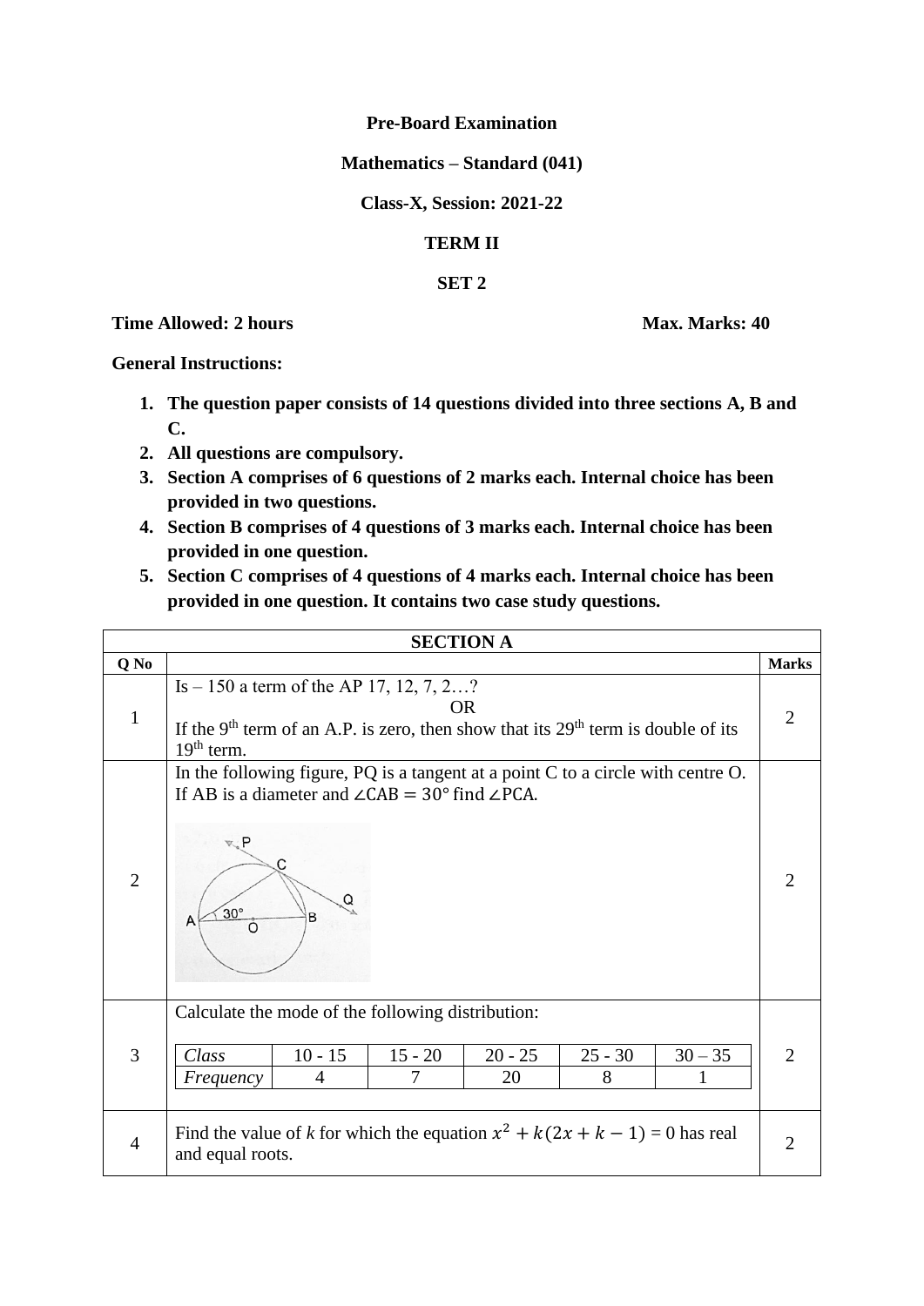**Pre-Board Examination**

**Mathematics – Standard (041)**

**Class-X, Session: 2021-22**

**TERM II**

**SET 2**

**Time Allowed: 2 hours** **Max. Marks: 40**

**General Instructions:**

1. **The question paper consists of 14 questions divided into three sections A, B and C.**
2. **All questions are compulsory.**
3. **Section A comprises of 6 questions of 2 marks each. Internal choice has been provided in two questions.**
4. **Section B comprises of 4 questions of 3 marks each. Internal choice has been provided in one question.**
5. **Section C comprises of 4 questions of 4 marks each. Internal choice has been provided in one question. It contains two case study questions.**

| **SECTION A** | | |
|---|---|---|
| **Q No** | | **Marks** |
| 1 | Is – 150 a term of the AP 17, 12, 7, 2…? <br> OR <br> If the 9th term of an A.P. is zero, then show that its 29th term is double of its 19th term. | 2 |
| 2 | In the following figure, PQ is a tangent at a point C to a circle with centre O. If AB is a diameter and $\angle CAB = 30°$ find $\angle PCA$. | 2 |
| 3 | Calculate the mode of the following distribution: <br> *Class*: 10 - 15, 15 - 20, 20 - 25, 25 - 30, 30 – 35 <br> *Frequency*: 4, 7, 20, 8, 1 | 2 |
| 4 | Find the value of *k* for which the equation $x^2 + k(2x + k - 1) = 0$ has real and equal roots. | 2 |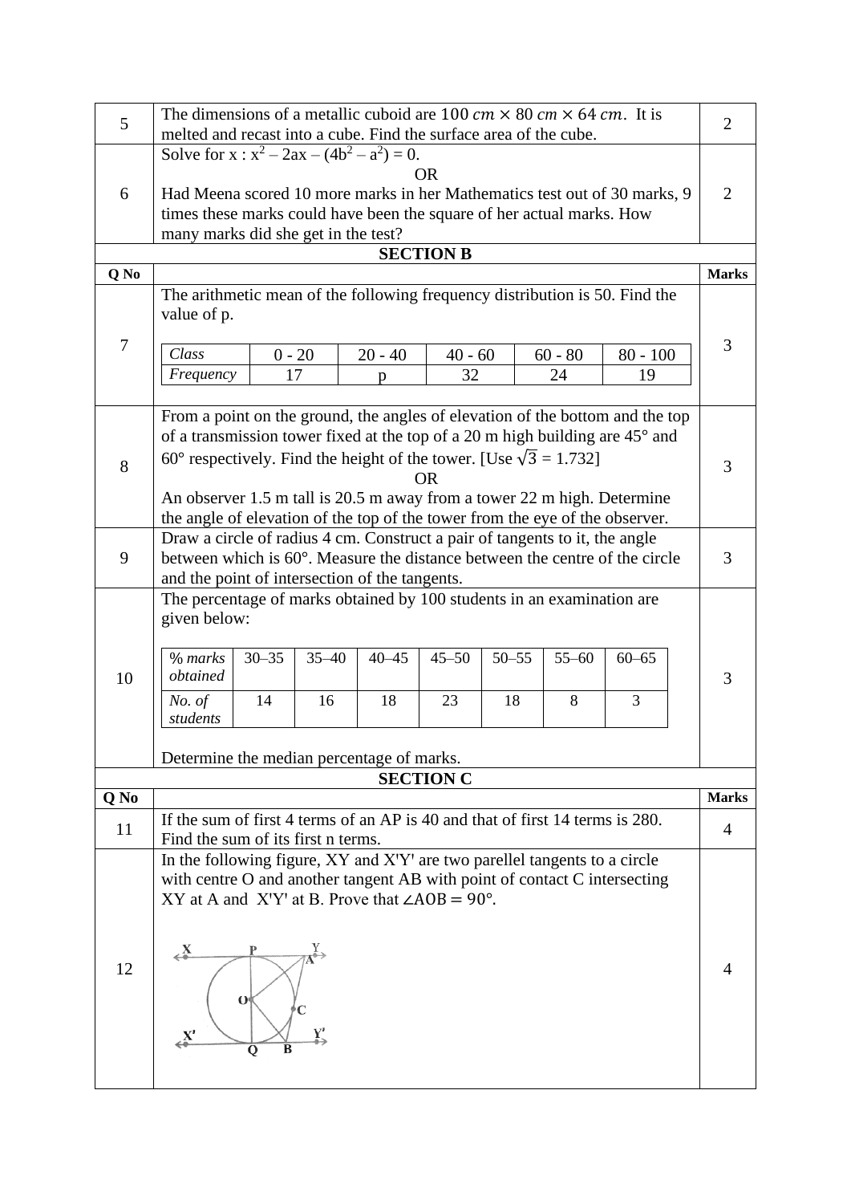| Q No | | Marks |
|---|---|---|
| 5 | The dimensions of a metallic cuboid are $100\ cm \times 80\ cm \times 64\ cm$. It is melted and recast into a cube. Find the surface area of the cube. | 2 |
| 6 | Solve for x : $x^2 - 2ax - (4b^2 - a^2) = 0$.<br>OR<br>Had Meena scored 10 more marks in her Mathematics test out of 30 marks, 9 times these marks could have been the square of her actual marks. How many marks did she get in the test? | 2 |

## SECTION B

| Q No | | Marks |
|---|---|---|
| 7 | The arithmetic mean of the following frequency distribution is 50. Find the value of p.<br><br>*Class*: 0 - 20, 20 - 40, 40 - 60, 60 - 80, 80 - 100<br>*Frequency*: 17, p, 32, 24, 19 | 3 |
| 8 | From a point on the ground, the angles of elevation of the bottom and the top of a transmission tower fixed at the top of a 20 m high building are 45° and 60° respectively. Find the height of the tower. [Use $\sqrt{3}$ = 1.732]<br>OR<br>An observer 1.5 m tall is 20.5 m away from a tower 22 m high. Determine the angle of elevation of the top of the tower from the eye of the observer. | 3 |
| 9 | Draw a circle of radius 4 cm. Construct a pair of tangents to it, the angle between which is 60°. Measure the distance between the centre of the circle and the point of intersection of the tangents. | 3 |
| 10 | The percentage of marks obtained by 100 students in an examination are given below:<br><br>*% marks obtained*: 30–35, 35–40, 40–45, 45–50, 50–55, 55–60, 60–65<br>*No. of students*: 14, 16, 18, 23, 18, 8, 3<br><br>Determine the median percentage of marks. | 3 |

Table for Q7:

| *Class* | 0 - 20 | 20 - 40 | 40 - 60 | 60 - 80 | 80 - 100 |
|---|---|---|---|---|---|
| *Frequency* | 17 | p | 32 | 24 | 19 |

Table for Q10:

| *% marks obtained* | 30–35 | 35–40 | 40–45 | 45–50 | 50–55 | 55–60 | 60–65 |
|---|---|---|---|---|---|---|---|
| *No. of students* | 14 | 16 | 18 | 23 | 18 | 8 | 3 |

## SECTION C

| Q No | | Marks |
|---|---|---|
| 11 | If the sum of first 4 terms of an AP is 40 and that of first 14 terms is 280. Find the sum of its first n terms. | 4 |
| 12 | In the following figure, XY and X'Y' are two parellel tangents to a circle with centre O and another tangent AB with point of contact C intersecting XY at A and X'Y' at B. Prove that $\angle AOB = 90°$. | 4 |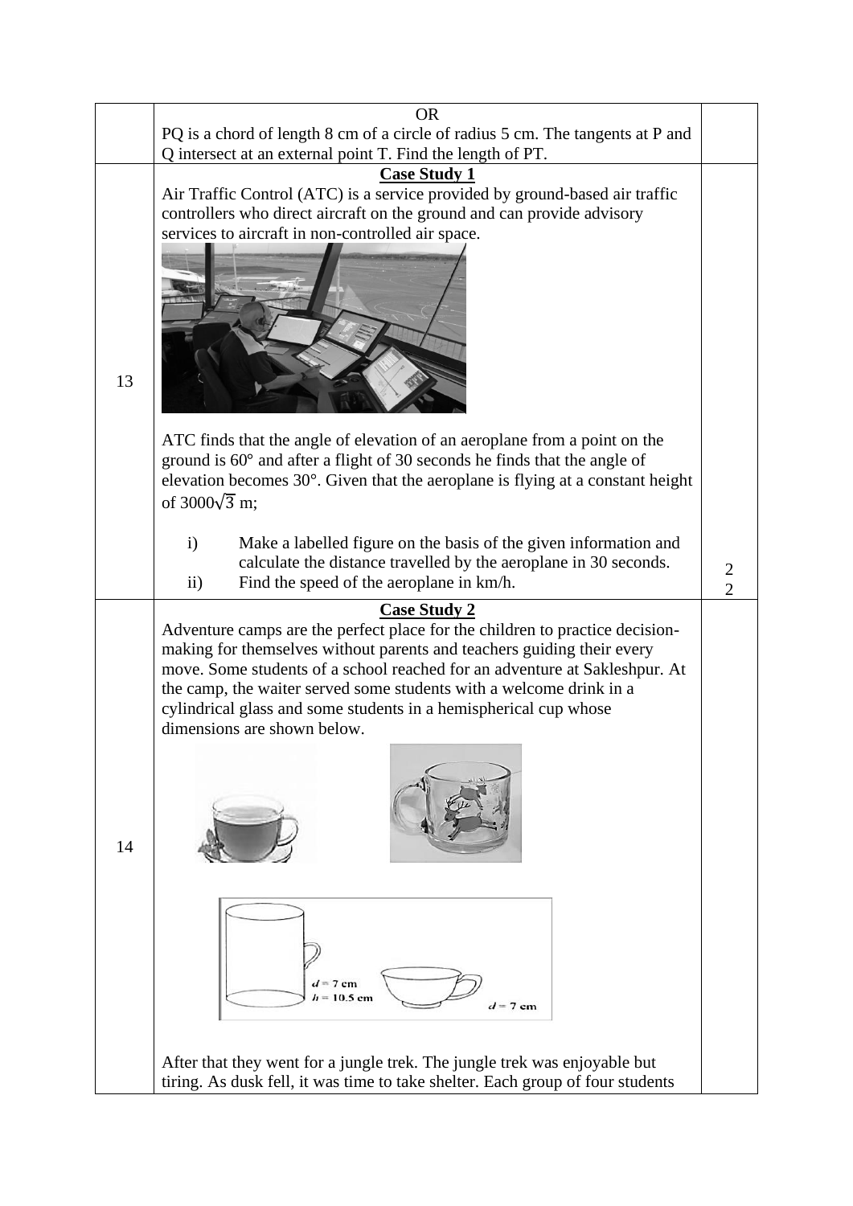| | | |
|---|---|---|
| | OR<br>PQ is a chord of length 8 cm of a circle of radius 5 cm. The tangents at P and Q intersect at an external point T. Find the length of PT. | |
| 13 | **Case Study 1**<br>Air Traffic Control (ATC) is a service provided by ground-based air traffic controllers who direct aircraft on the ground and can provide advisory services to aircraft in non-controlled air space.<br><br>ATC finds that the angle of elevation of an aeroplane from a point on the ground is 60° and after a flight of 30 seconds he finds that the angle of elevation becomes 30°. Given that the aeroplane is flying at a constant height of $3000\sqrt{3}$ m;<br><br>i) Make a labelled figure on the basis of the given information and calculate the distance travelled by the aeroplane in 30 seconds.<br>ii) Find the speed of the aeroplane in km/h. | <br><br><br><br><br><br><br><br>2<br>2 |
| 14 | **Case Study 2**<br>Adventure camps are the perfect place for the children to practice decision-making for themselves without parents and teachers guiding their every move. Some students of a school reached for an adventure at Sakleshpur. At the camp, the waiter served some students with a welcome drink in a cylindrical glass and some students in a hemispherical cup whose dimensions are shown below.<br><br>$d = 7$ cm, $h = 10.5$ cm; $d = 7$ cm<br><br>After that they went for a jungle trek. The jungle trek was enjoyable but tiring. As dusk fell, it was time to take shelter. Each group of four students | |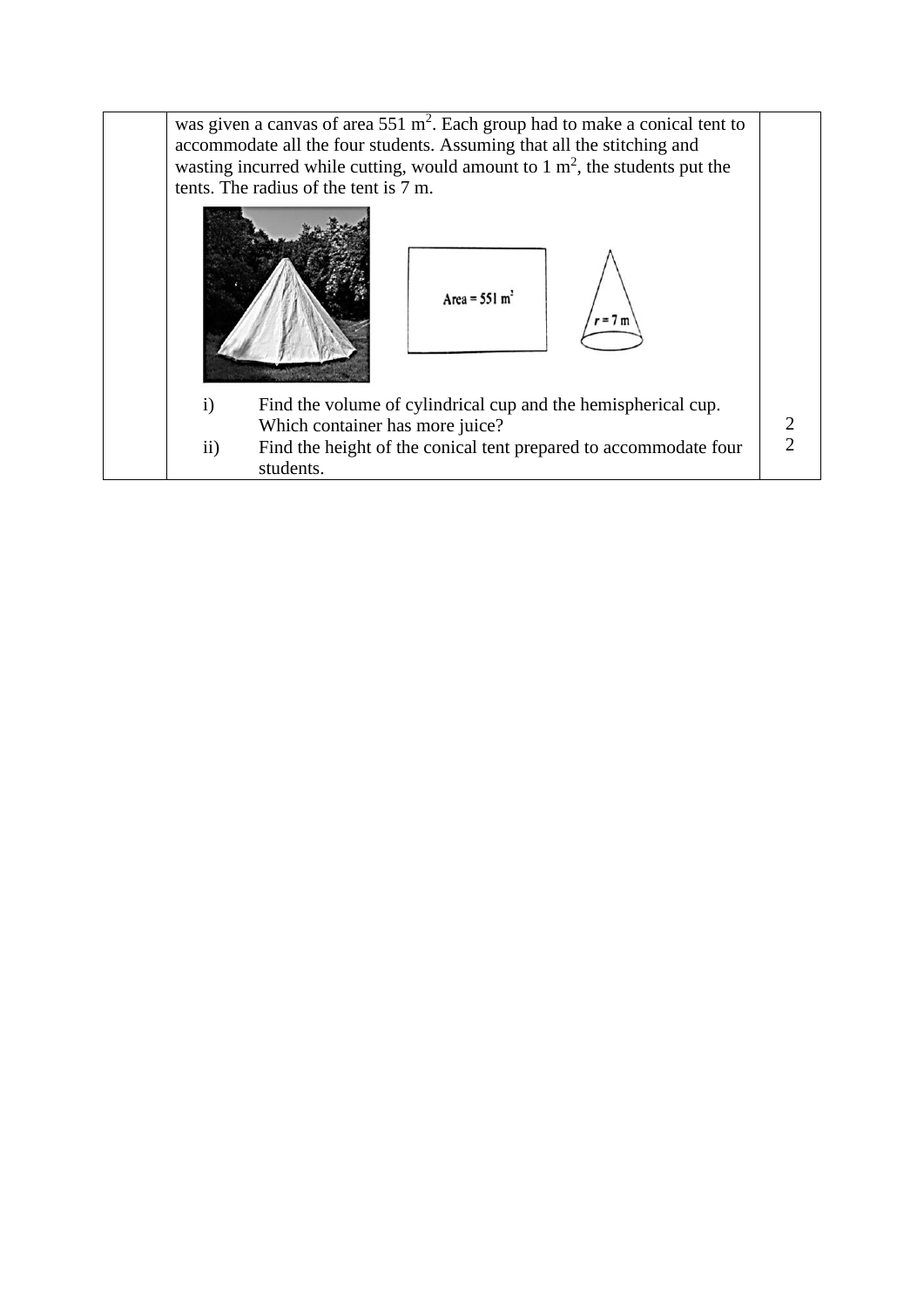| | | |
|---|---|---|
| | was given a canvas of area 551 $m^2$. Each group had to make a conical tent to accommodate all the four students. Assuming that all the stitching and wasting incurred while cutting, would amount to 1 $m^2$, the students put the tents. The radius of the tent is 7 m. | |
| | Area = 551 $m^2$ | |
| | $r = 7$ m | |
| | i) Find the volume of cylindrical cup and the hemispherical cup. Which container has more juice? | 2 |
| | ii) Find the height of the conical tent prepared to accommodate four students. | 2 |